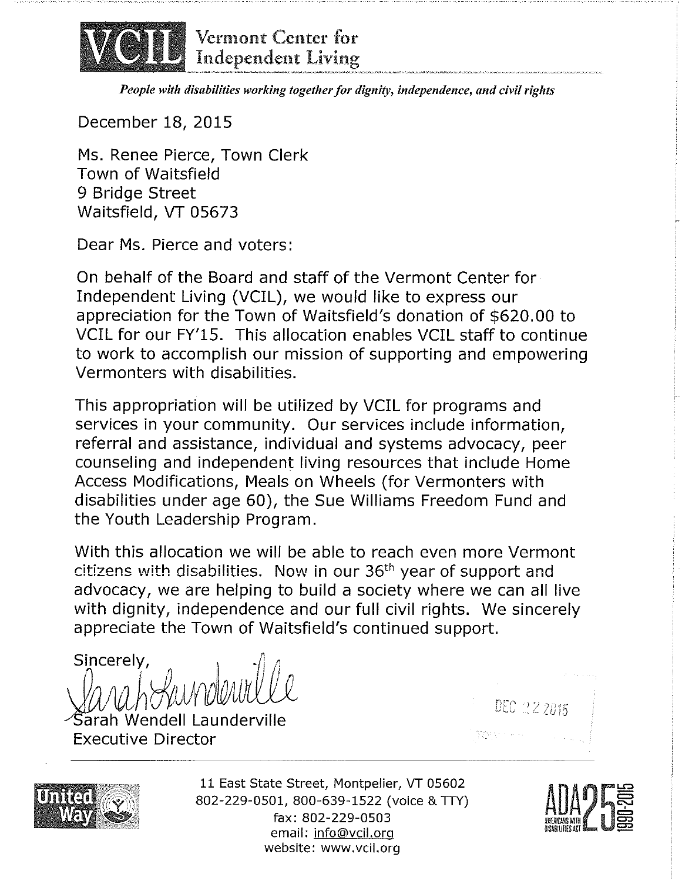**VCIL** Vermont Center for Independent Living

*People with disabilities working together for dignity, independence, and civil rights*

December 18, 2015

Ms. Renee Pierce, Town Clerk
Town of Waitsfield
9 Bridge Street
Waitsfield, VT 05673

Dear Ms. Pierce and voters:

On behalf of the Board and staff of the Vermont Center for Independent Living (VCIL), we would like to express our appreciation for the Town of Waitsfield's donation of $620.00 to VCIL for our FY'15. This allocation enables VCIL staff to continue to work to accomplish our mission of supporting and empowering Vermonters with disabilities.

This appropriation will be utilized by VCIL for programs and services in your community. Our services include information, referral and assistance, individual and systems advocacy, peer counseling and independent living resources that include Home Access Modifications, Meals on Wheels (for Vermonters with disabilities under age 60), the Sue Williams Freedom Fund and the Youth Leadership Program.

With this allocation we will be able to reach even more Vermont citizens with disabilities. Now in our 36th year of support and advocacy, we are helping to build a society where we can all live with dignity, independence and our full civil rights. We sincerely appreciate the Town of Waitsfield's continued support.

Sincerely,

Sarah Wendell Launderville
Executive Director

DEC 22 2015

11 East State Street, Montpelier, VT 05602
802-229-0501, 800-639-1522 (voice & TTY)
fax: 802-229-0503
email: info@vcil.org
website: www.vcil.org

United Way

ADA 25 AMERICANS WITH DISABILITIES ACT 1990-2015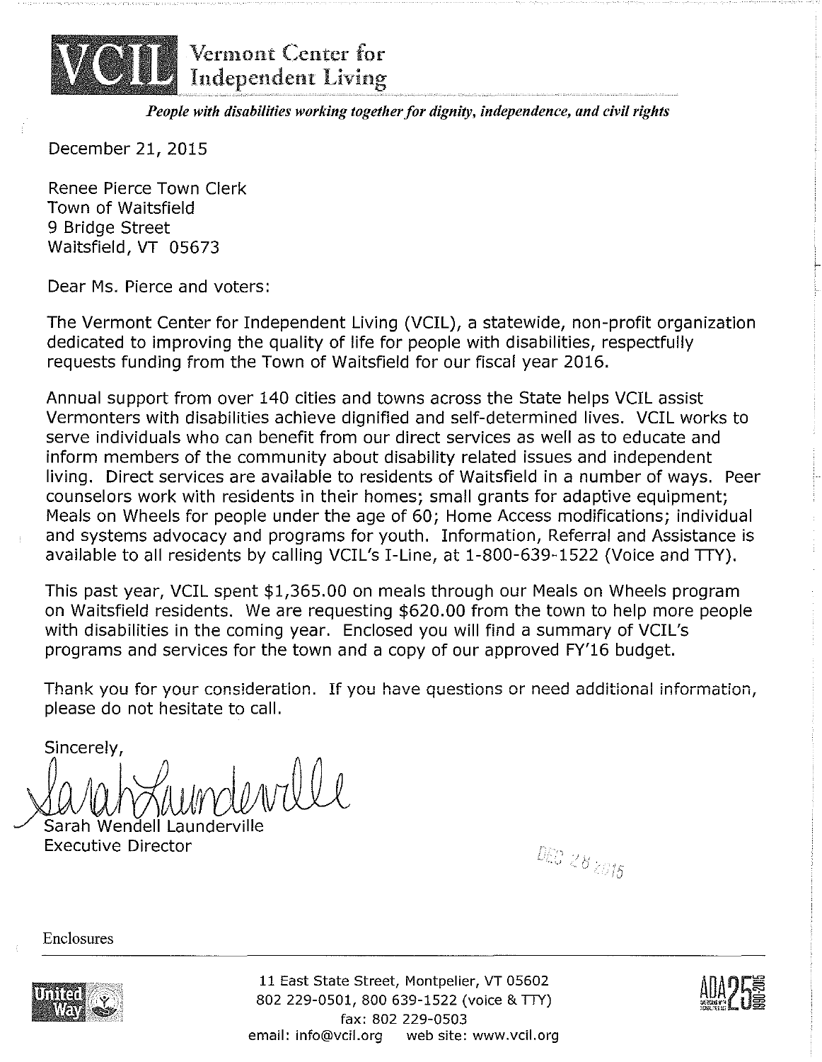# VCIL Vermont Center for Independent Living

*People with disabilities working together for dignity, independence, and civil rights*

December 21, 2015

Renee Pierce Town Clerk
Town of Waitsfield
9 Bridge Street
Waitsfield, VT 05673

Dear Ms. Pierce and voters:

The Vermont Center for Independent Living (VCIL), a statewide, non-profit organization dedicated to improving the quality of life for people with disabilities, respectfully requests funding from the Town of Waitsfield for our fiscal year 2016.

Annual support from over 140 cities and towns across the State helps VCIL assist Vermonters with disabilities achieve dignified and self-determined lives. VCIL works to serve individuals who can benefit from our direct services as well as to educate and inform members of the community about disability related issues and independent living. Direct services are available to residents of Waitsfield in a number of ways. Peer counselors work with residents in their homes; small grants for adaptive equipment; Meals on Wheels for people under the age of 60; Home Access modifications; individual and systems advocacy and programs for youth. Information, Referral and Assistance is available to all residents by calling VCIL's I-Line, at 1-800-639-1522 (Voice and TTY).

This past year, VCIL spent $1,365.00 on meals through our Meals on Wheels program on Waitsfield residents. We are requesting $620.00 from the town to help more people with disabilities in the coming year. Enclosed you will find a summary of VCIL's programs and services for the town and a copy of our approved FY'16 budget.

Thank you for your consideration. If you have questions or need additional information, please do not hesitate to call.

Sincerely,

Sarah Launderville

Sarah Wendell Launderville
Executive Director

DEC 28 2015

Enclosures

11 East State Street, Montpelier, VT 05602
802 229-0501, 800 639-1522 (voice & TTY)
fax: 802 229-0503
email: info@vcil.org web site: www.vcil.org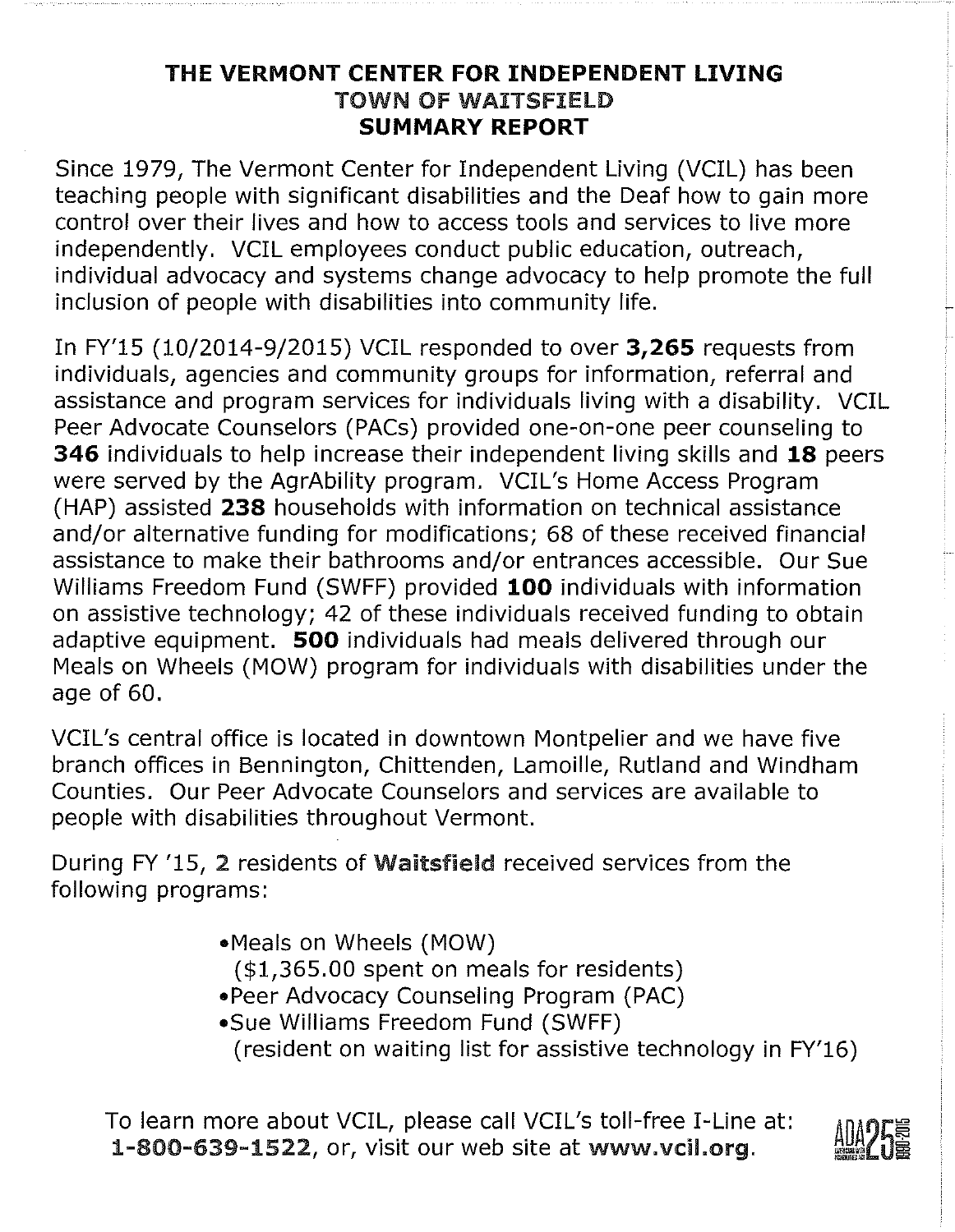# THE VERMONT CENTER FOR INDEPENDENT LIVING
## TOWN OF WAITSFIELD
## SUMMARY REPORT

Since 1979, The Vermont Center for Independent Living (VCIL) has been teaching people with significant disabilities and the Deaf how to gain more control over their lives and how to access tools and services to live more independently. VCIL employees conduct public education, outreach, individual advocacy and systems change advocacy to help promote the full inclusion of people with disabilities into community life.

In FY'15 (10/2014-9/2015) VCIL responded to over **3,265** requests from individuals, agencies and community groups for information, referral and assistance and program services for individuals living with a disability. VCIL Peer Advocate Counselors (PACs) provided one-on-one peer counseling to **346** individuals to help increase their independent living skills and **18** peers were served by the AgrAbility program. VCIL's Home Access Program (HAP) assisted **238** households with information on technical assistance and/or alternative funding for modifications; 68 of these received financial assistance to make their bathrooms and/or entrances accessible. Our Sue Williams Freedom Fund (SWFF) provided **100** individuals with information on assistive technology; 42 of these individuals received funding to obtain adaptive equipment. **500** individuals had meals delivered through our Meals on Wheels (MOW) program for individuals with disabilities under the age of 60.

VCIL's central office is located in downtown Montpelier and we have five branch offices in Bennington, Chittenden, Lamoille, Rutland and Windham Counties. Our Peer Advocate Counselors and services are available to people with disabilities throughout Vermont.

During FY '15, 2 residents of **Waitsfield** received services from the following programs:

- Meals on Wheels (MOW)
  ($1,365.00 spent on meals for residents)
- Peer Advocacy Counseling Program (PAC)
- Sue Williams Freedom Fund (SWFF)
  (resident on waiting list for assistive technology in FY'16)

To learn more about VCIL, please call VCIL's toll-free I-Line at: **1-800-639-1522**, or, visit our web site at **www.vcil.org**.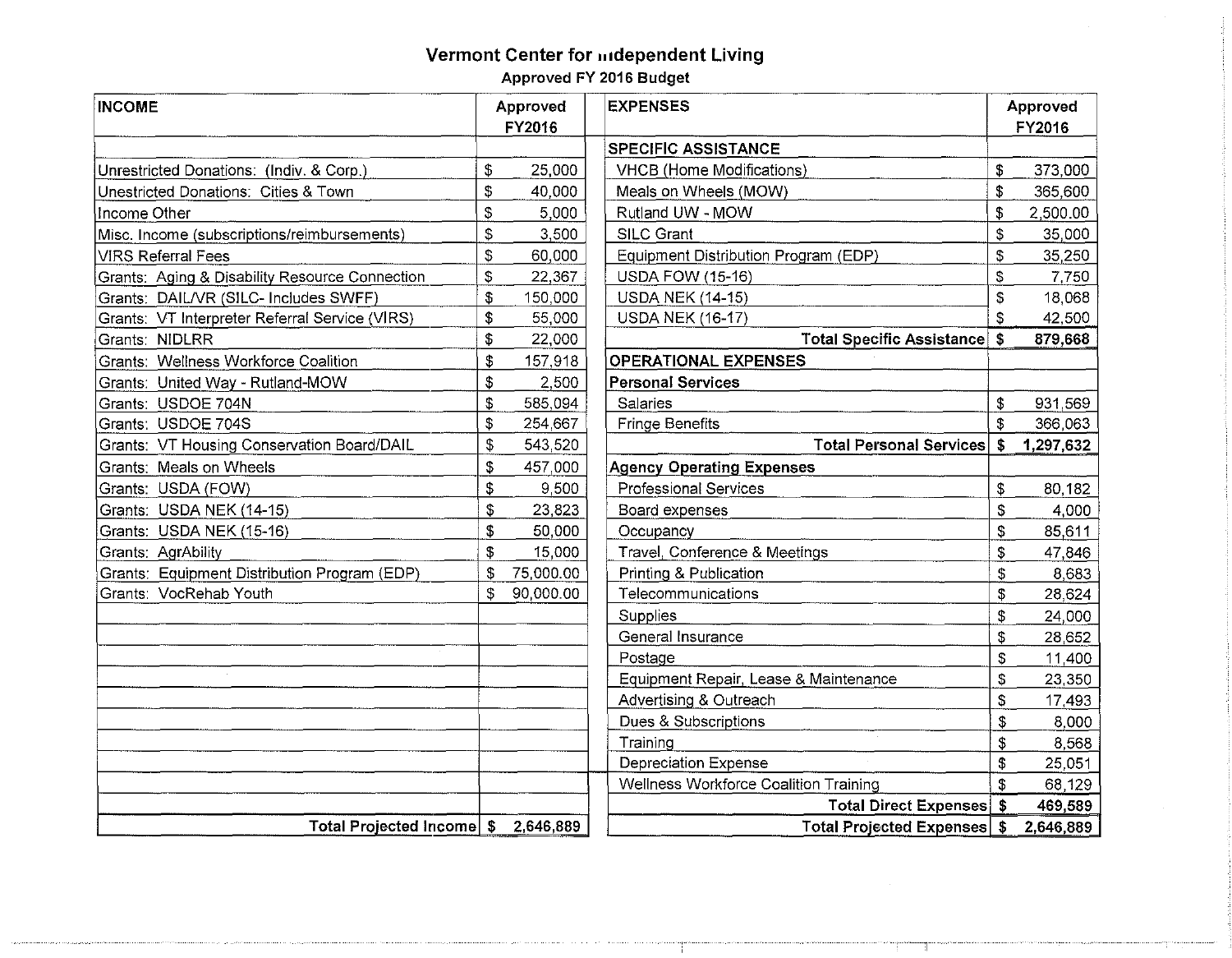# Vermont Center for Independent Living

## Approved FY 2016 Budget

| INCOME | Approved FY2016 | EXPENSES | Approved FY2016 |
|---|---|---|---|
| | | **SPECIFIC ASSISTANCE** | |
| Unrestricted Donations: (Indiv. & Corp.) | $ 25,000 | VHCB (Home Modifications) | $ 373,000 |
| Unestricted Donations: Cities & Town | $ 40,000 | Meals on Wheels (MOW) | $ 365,600 |
| Income Other | $ 5,000 | Rutland UW - MOW | $ 2,500.00 |
| Misc. Income (subscriptions/reimbursements) | $ 3,500 | SILC Grant | $ 35,000 |
| VIRS Referral Fees | $ 60,000 | Equipment Distribution Program (EDP) | $ 35,250 |
| Grants: Aging & Disability Resource Connection | $ 22,367 | USDA FOW (15-16) | $ 7,750 |
| Grants: DAIL/VR (SILC- Includes SWFF) | $ 150,000 | USDA NEK (14-15) | $ 18,068 |
| Grants: VT Interpreter Referral Service (VIRS) | $ 55,000 | USDA NEK (16-17) | $ 42,500 |
| Grants: NIDLRR | $ 22,000 | **Total Specific Assistance** | **$ 879,668** |
| Grants: Wellness Workforce Coalition | $ 157,918 | **OPERATIONAL EXPENSES** | |
| Grants: United Way - Rutland-MOW | $ 2,500 | **Personal Services** | |
| Grants: USDOE 704N | $ 585,094 | Salaries | $ 931,569 |
| Grants: USDOE 704S | $ 254,667 | Fringe Benefits | $ 366,063 |
| Grants: VT Housing Conservation Board/DAIL | $ 543,520 | **Total Personal Services** | **$ 1,297,632** |
| Grants: Meals on Wheels | $ 457,000 | **Agency Operating Expenses** | |
| Grants: USDA (FOW) | $ 9,500 | Professional Services | $ 80,182 |
| Grants: USDA NEK (14-15) | $ 23,823 | Board expenses | $ 4,000 |
| Grants: USDA NEK (15-16) | $ 50,000 | Occupancy | $ 85,611 |
| Grants: AgrAbility | $ 15,000 | Travel, Conference & Meetings | $ 47,846 |
| Grants: Equipment Distribution Program (EDP) | $ 75,000.00 | Printing & Publication | $ 8,683 |
| Grants: VocRehab Youth | $ 90,000.00 | Telecommunications | $ 28,624 |
| | | Supplies | $ 24,000 |
| | | General Insurance | $ 28,652 |
| | | Postage | $ 11,400 |
| | | Equipment Repair, Lease & Maintenance | $ 23,350 |
| | | Advertising & Outreach | $ 17,493 |
| | | Dues & Subscriptions | $ 8,000 |
| | | Training | $ 8,568 |
| | | Depreciation Expense | $ 25,051 |
| | | Wellness Workforce Coalition Training | $ 68,129 |
| | | **Total Direct Expenses** | **$ 469,589** |
| **Total Projected Income** | **$ 2,646,889** | **Total Projected Expenses** | **$ 2,646,889** |